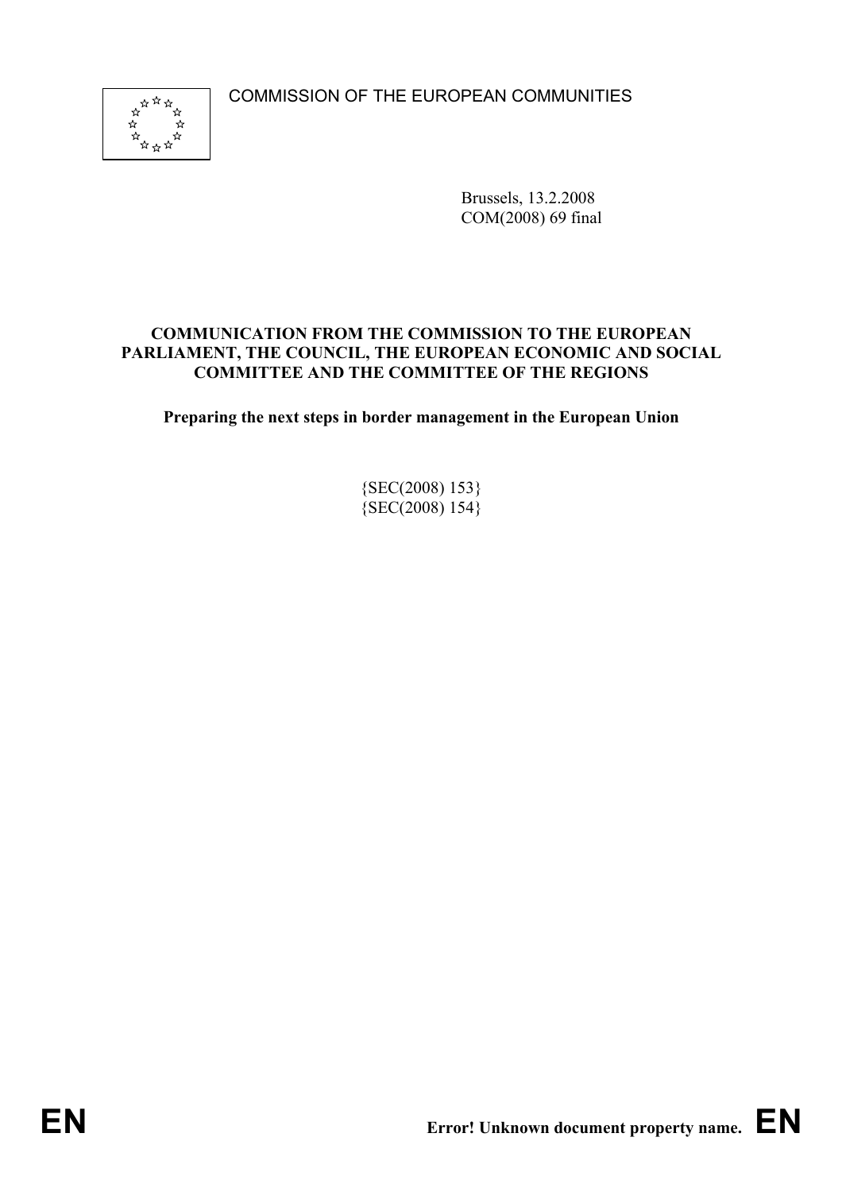COMMISSION OF THE EUROPEAN COMMUNITIES

Brussels, 13.2.2008
COM(2008) 69 final

**COMMUNICATION FROM THE COMMISSION TO THE EUROPEAN PARLIAMENT, THE COUNCIL, THE EUROPEAN ECONOMIC AND SOCIAL COMMITTEE AND THE COMMITTEE OF THE REGIONS**

**Preparing the next steps in border management in the European Union**

{SEC(2008) 153}
{SEC(2008) 154}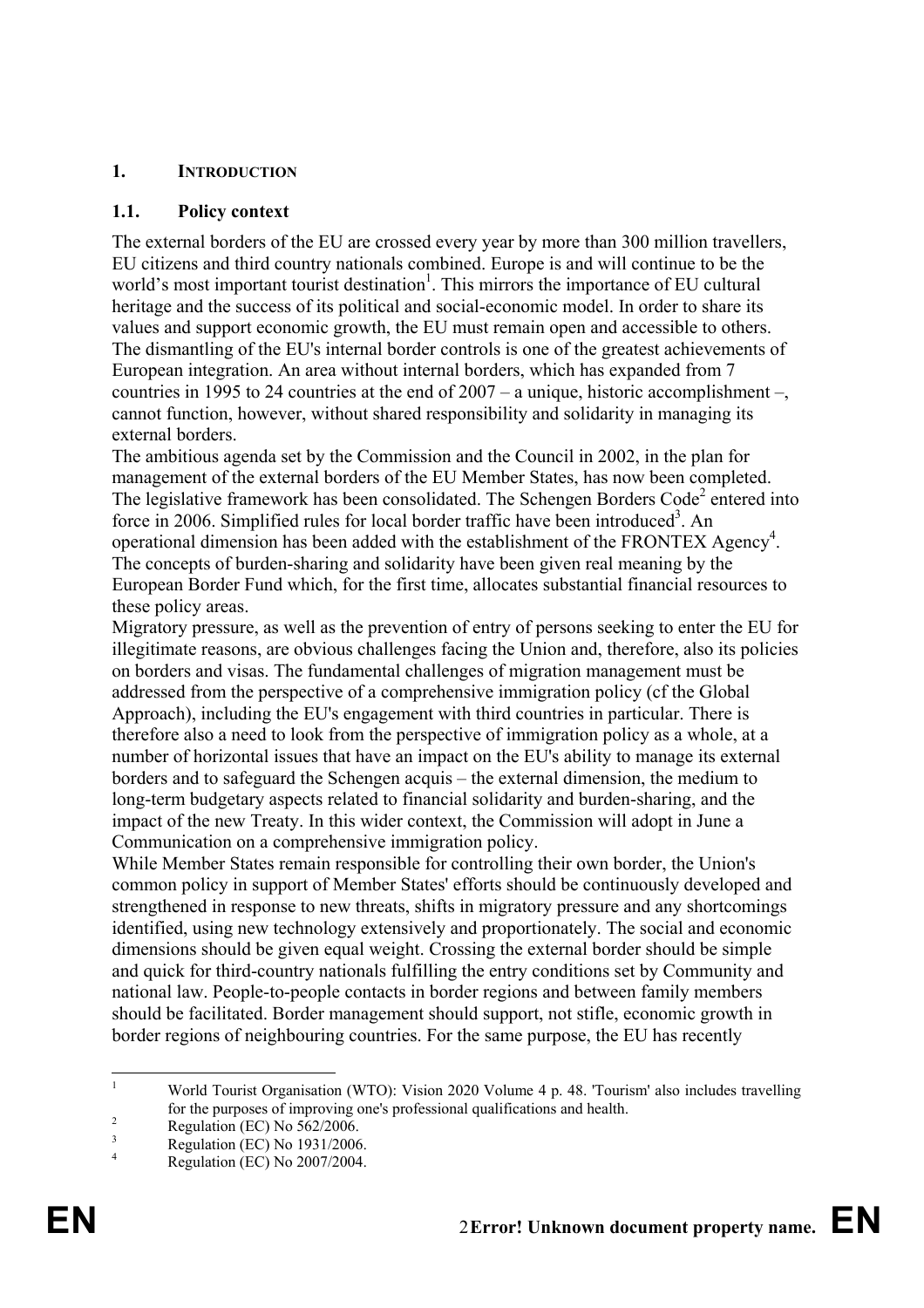## 1. INTRODUCTION

### 1.1. Policy context

The external borders of the EU are crossed every year by more than 300 million travellers, EU citizens and third country nationals combined. Europe is and will continue to be the world's most important tourist destination[1]. This mirrors the importance of EU cultural heritage and the success of its political and social-economic model. In order to share its values and support economic growth, the EU must remain open and accessible to others. The dismantling of the EU's internal border controls is one of the greatest achievements of European integration. An area without internal borders, which has expanded from 7 countries in 1995 to 24 countries at the end of 2007 – a unique, historic accomplishment –, cannot function, however, without shared responsibility and solidarity in managing its external borders.

The ambitious agenda set by the Commission and the Council in 2002, in the plan for management of the external borders of the EU Member States, has now been completed. The legislative framework has been consolidated. The Schengen Borders Code[2] entered into force in 2006. Simplified rules for local border traffic have been introduced[3]. An operational dimension has been added with the establishment of the FRONTEX Agency[4]. The concepts of burden-sharing and solidarity have been given real meaning by the European Border Fund which, for the first time, allocates substantial financial resources to these policy areas.

Migratory pressure, as well as the prevention of entry of persons seeking to enter the EU for illegitimate reasons, are obvious challenges facing the Union and, therefore, also its policies on borders and visas. The fundamental challenges of migration management must be addressed from the perspective of a comprehensive immigration policy (cf the Global Approach), including the EU's engagement with third countries in particular. There is therefore also a need to look from the perspective of immigration policy as a whole, at a number of horizontal issues that have an impact on the EU's ability to manage its external borders and to safeguard the Schengen acquis – the external dimension, the medium to long-term budgetary aspects related to financial solidarity and burden-sharing, and the impact of the new Treaty. In this wider context, the Commission will adopt in June a Communication on a comprehensive immigration policy.

While Member States remain responsible for controlling their own border, the Union's common policy in support of Member States' efforts should be continuously developed and strengthened in response to new threats, shifts in migratory pressure and any shortcomings identified, using new technology extensively and proportionately. The social and economic dimensions should be given equal weight. Crossing the external border should be simple and quick for third-country nationals fulfilling the entry conditions set by Community and national law. People-to-people contacts in border regions and between family members should be facilitated. Border management should support, not stifle, economic growth in border regions of neighbouring countries. For the same purpose, the EU has recently

---

[1] World Tourist Organisation (WTO): Vision 2020 Volume 4 p. 48. 'Tourism' also includes travelling for the purposes of improving one's professional qualifications and health.

[2] Regulation (EC) No 562/2006.

[3] Regulation (EC) No 1931/2006.

[4] Regulation (EC) No 2007/2004.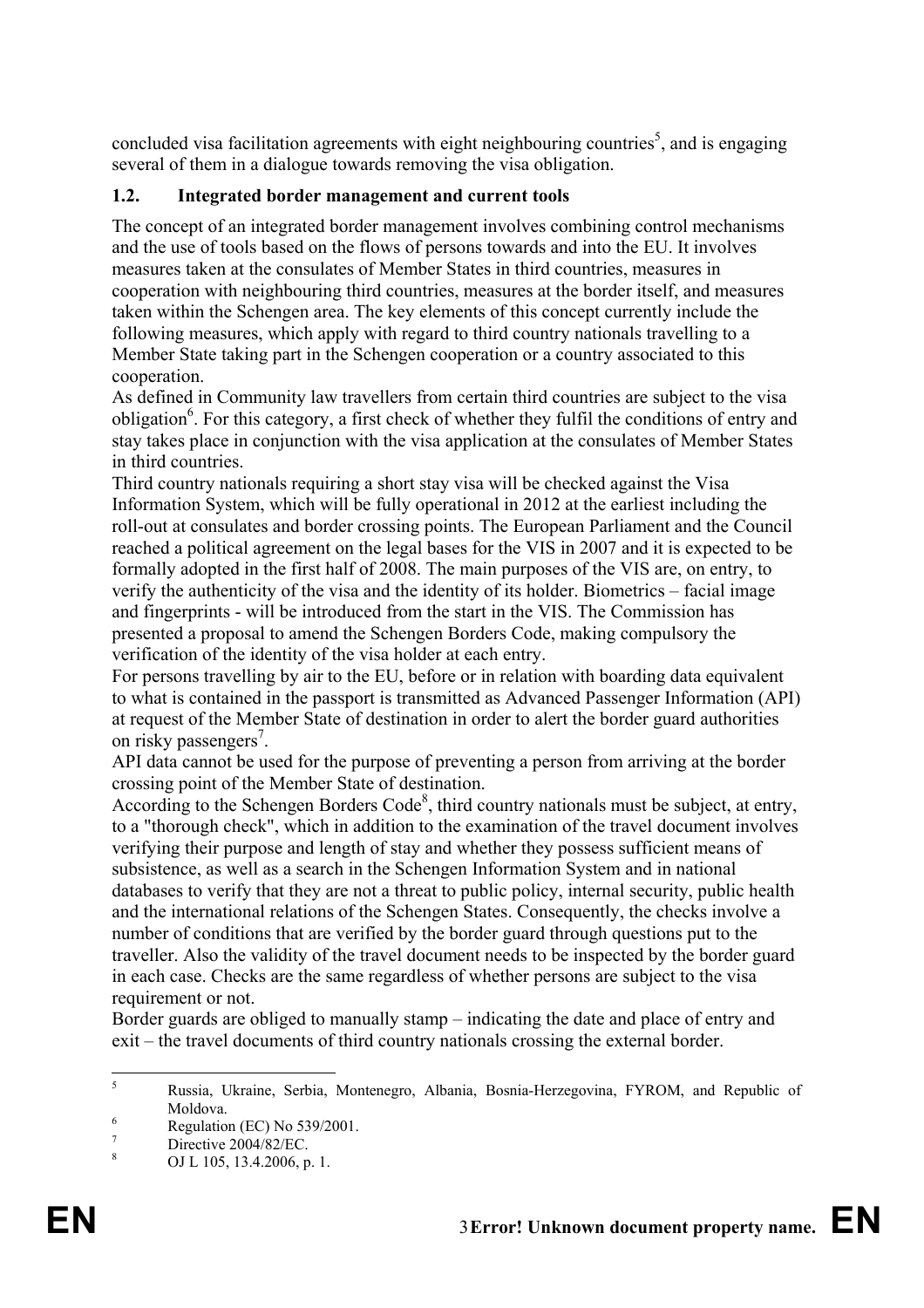concluded visa facilitation agreements with eight neighbouring countries[5], and is engaging several of them in a dialogue towards removing the visa obligation.

## 1.2. Integrated border management and current tools

The concept of an integrated border management involves combining control mechanisms and the use of tools based on the flows of persons towards and into the EU. It involves measures taken at the consulates of Member States in third countries, measures in cooperation with neighbouring third countries, measures at the border itself, and measures taken within the Schengen area. The key elements of this concept currently include the following measures, which apply with regard to third country nationals travelling to a Member State taking part in the Schengen cooperation or a country associated to this cooperation.

As defined in Community law travellers from certain third countries are subject to the visa obligation[6]. For this category, a first check of whether they fulfil the conditions of entry and stay takes place in conjunction with the visa application at the consulates of Member States in third countries.

Third country nationals requiring a short stay visa will be checked against the Visa Information System, which will be fully operational in 2012 at the earliest including the roll-out at consulates and border crossing points. The European Parliament and the Council reached a political agreement on the legal bases for the VIS in 2007 and it is expected to be formally adopted in the first half of 2008. The main purposes of the VIS are, on entry, to verify the authenticity of the visa and the identity of its holder. Biometrics – facial image and fingerprints - will be introduced from the start in the VIS. The Commission has presented a proposal to amend the Schengen Borders Code, making compulsory the verification of the identity of the visa holder at each entry.

For persons travelling by air to the EU, before or in relation with boarding data equivalent to what is contained in the passport is transmitted as Advanced Passenger Information (API) at request of the Member State of destination in order to alert the border guard authorities on risky passengers[7].

API data cannot be used for the purpose of preventing a person from arriving at the border crossing point of the Member State of destination.

According to the Schengen Borders Code[8], third country nationals must be subject, at entry, to a "thorough check", which in addition to the examination of the travel document involves verifying their purpose and length of stay and whether they possess sufficient means of subsistence, as well as a search in the Schengen Information System and in national databases to verify that they are not a threat to public policy, internal security, public health and the international relations of the Schengen States. Consequently, the checks involve a number of conditions that are verified by the border guard through questions put to the traveller. Also the validity of the travel document needs to be inspected by the border guard in each case. Checks are the same regardless of whether persons are subject to the visa requirement or not.

Border guards are obliged to manually stamp – indicating the date and place of entry and exit – the travel documents of third country nationals crossing the external border.

---

[5] Russia, Ukraine, Serbia, Montenegro, Albania, Bosnia-Herzegovina, FYROM, and Republic of Moldova.

[6] Regulation (EC) No 539/2001.

[7] Directive 2004/82/EC.

[8] OJ L 105, 13.4.2006, p. 1.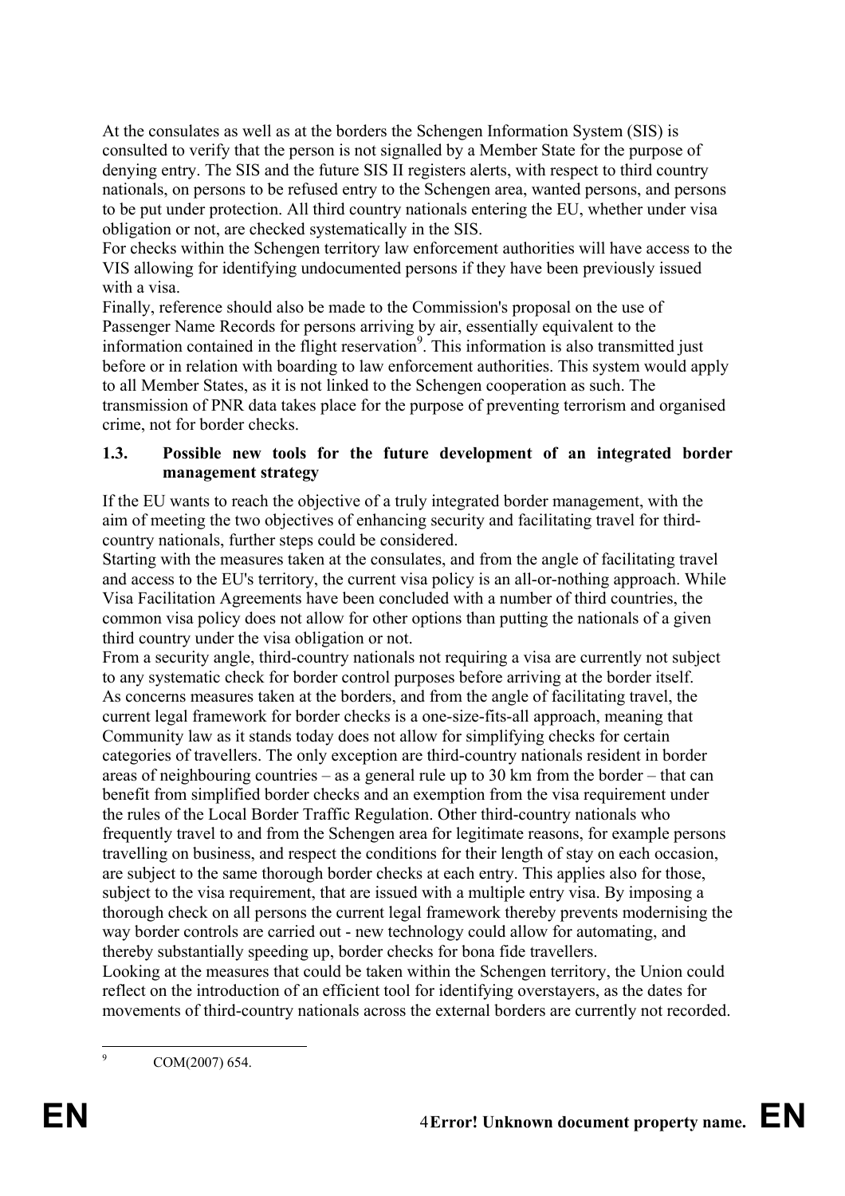At the consulates as well as at the borders the Schengen Information System (SIS) is consulted to verify that the person is not signalled by a Member State for the purpose of denying entry. The SIS and the future SIS II registers alerts, with respect to third country nationals, on persons to be refused entry to the Schengen area, wanted persons, and persons to be put under protection. All third country nationals entering the EU, whether under visa obligation or not, are checked systematically in the SIS.

For checks within the Schengen territory law enforcement authorities will have access to the VIS allowing for identifying undocumented persons if they have been previously issued with a visa.

Finally, reference should also be made to the Commission's proposal on the use of Passenger Name Records for persons arriving by air, essentially equivalent to the information contained in the flight reservation[9]. This information is also transmitted just before or in relation with boarding to law enforcement authorities. This system would apply to all Member States, as it is not linked to the Schengen cooperation as such. The transmission of PNR data takes place for the purpose of preventing terrorism and organised crime, not for border checks.

### 1.3. Possible new tools for the future development of an integrated border management strategy

If the EU wants to reach the objective of a truly integrated border management, with the aim of meeting the two objectives of enhancing security and facilitating travel for third-country nationals, further steps could be considered.

Starting with the measures taken at the consulates, and from the angle of facilitating travel and access to the EU's territory, the current visa policy is an all-or-nothing approach. While Visa Facilitation Agreements have been concluded with a number of third countries, the common visa policy does not allow for other options than putting the nationals of a given third country under the visa obligation or not.

From a security angle, third-country nationals not requiring a visa are currently not subject to any systematic check for border control purposes before arriving at the border itself.

As concerns measures taken at the borders, and from the angle of facilitating travel, the current legal framework for border checks is a one-size-fits-all approach, meaning that Community law as it stands today does not allow for simplifying checks for certain categories of travellers. The only exception are third-country nationals resident in border areas of neighbouring countries – as a general rule up to 30 km from the border – that can benefit from simplified border checks and an exemption from the visa requirement under the rules of the Local Border Traffic Regulation. Other third-country nationals who frequently travel to and from the Schengen area for legitimate reasons, for example persons travelling on business, and respect the conditions for their length of stay on each occasion, are subject to the same thorough border checks at each entry. This applies also for those, subject to the visa requirement, that are issued with a multiple entry visa. By imposing a thorough check on all persons the current legal framework thereby prevents modernising the way border controls are carried out - new technology could allow for automating, and thereby substantially speeding up, border checks for bona fide travellers.

Looking at the measures that could be taken within the Schengen territory, the Union could reflect on the introduction of an efficient tool for identifying overstayers, as the dates for movements of third-country nationals across the external borders are currently not recorded.

---

[9] COM(2007) 654.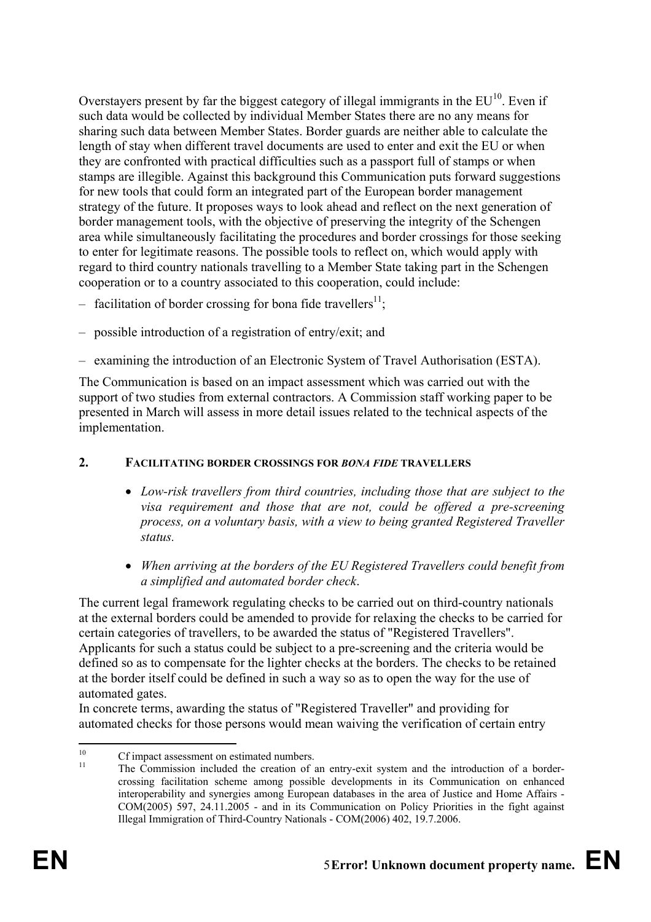Overstayers present by far the biggest category of illegal immigrants in the EU[10]. Even if such data would be collected by individual Member States there are no any means for sharing such data between Member States. Border guards are neither able to calculate the length of stay when different travel documents are used to enter and exit the EU or when they are confronted with practical difficulties such as a passport full of stamps or when stamps are illegible. Against this background this Communication puts forward suggestions for new tools that could form an integrated part of the European border management strategy of the future. It proposes ways to look ahead and reflect on the next generation of border management tools, with the objective of preserving the integrity of the Schengen area while simultaneously facilitating the procedures and border crossings for those seeking to enter for legitimate reasons. The possible tools to reflect on, which would apply with regard to third country nationals travelling to a Member State taking part in the Schengen cooperation or to a country associated to this cooperation, could include:

- facilitation of border crossing for bona fide travellers[11];
- possible introduction of a registration of entry/exit; and
- examining the introduction of an Electronic System of Travel Authorisation (ESTA).

The Communication is based on an impact assessment which was carried out with the support of two studies from external contractors. A Commission staff working paper to be presented in March will assess in more detail issues related to the technical aspects of the implementation.

## 2. FACILITATING BORDER CROSSINGS FOR *BONA FIDE* TRAVELLERS

- *Low-risk travellers from third countries, including those that are subject to the visa requirement and those that are not, could be offered a pre-screening process, on a voluntary basis, with a view to being granted Registered Traveller status.*
- *When arriving at the borders of the EU Registered Travellers could benefit from a simplified and automated border check.*

The current legal framework regulating checks to be carried out on third-country nationals at the external borders could be amended to provide for relaxing the checks to be carried for certain categories of travellers, to be awarded the status of "Registered Travellers". Applicants for such a status could be subject to a pre-screening and the criteria would be defined so as to compensate for the lighter checks at the borders. The checks to be retained at the border itself could be defined in such a way so as to open the way for the use of automated gates.
In concrete terms, awarding the status of "Registered Traveller" and providing for automated checks for those persons would mean waiving the verification of certain entry

---

[10] Cf impact assessment on estimated numbers.

[11] The Commission included the creation of an entry-exit system and the introduction of a border-crossing facilitation scheme among possible developments in its Communication on enhanced interoperability and synergies among European databases in the area of Justice and Home Affairs - COM(2005) 597, 24.11.2005 - and in its Communication on Policy Priorities in the fight against Illegal Immigration of Third-Country Nationals - COM(2006) 402, 19.7.2006.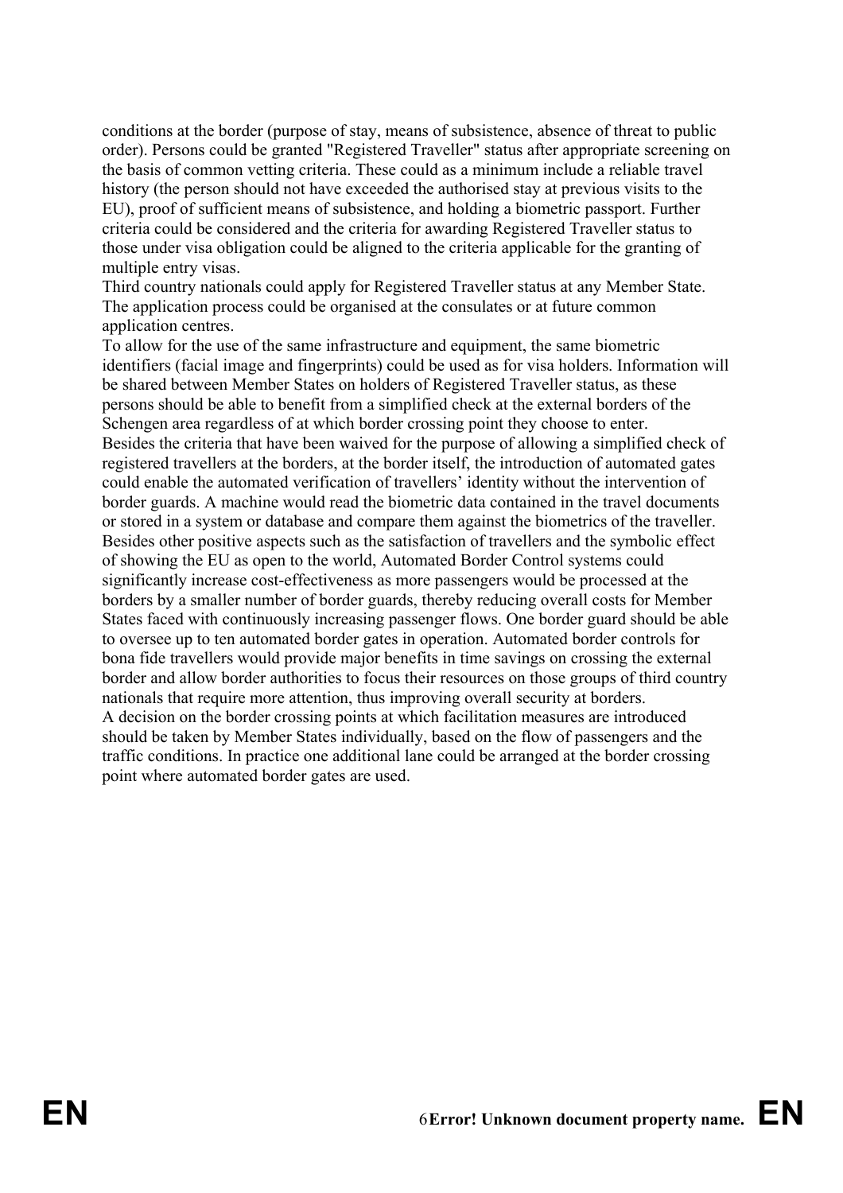conditions at the border (purpose of stay, means of subsistence, absence of threat to public order). Persons could be granted "Registered Traveller" status after appropriate screening on the basis of common vetting criteria. These could as a minimum include a reliable travel history (the person should not have exceeded the authorised stay at previous visits to the EU), proof of sufficient means of subsistence, and holding a biometric passport. Further criteria could be considered and the criteria for awarding Registered Traveller status to those under visa obligation could be aligned to the criteria applicable for the granting of multiple entry visas.

Third country nationals could apply for Registered Traveller status at any Member State. The application process could be organised at the consulates or at future common application centres.

To allow for the use of the same infrastructure and equipment, the same biometric identifiers (facial image and fingerprints) could be used as for visa holders. Information will be shared between Member States on holders of Registered Traveller status, as these persons should be able to benefit from a simplified check at the external borders of the Schengen area regardless of at which border crossing point they choose to enter.

Besides the criteria that have been waived for the purpose of allowing a simplified check of registered travellers at the borders, at the border itself, the introduction of automated gates could enable the automated verification of travellers' identity without the intervention of border guards. A machine would read the biometric data contained in the travel documents or stored in a system or database and compare them against the biometrics of the traveller. Besides other positive aspects such as the satisfaction of travellers and the symbolic effect of showing the EU as open to the world, Automated Border Control systems could significantly increase cost-effectiveness as more passengers would be processed at the borders by a smaller number of border guards, thereby reducing overall costs for Member States faced with continuously increasing passenger flows. One border guard should be able to oversee up to ten automated border gates in operation. Automated border controls for bona fide travellers would provide major benefits in time savings on crossing the external border and allow border authorities to focus their resources on those groups of third country nationals that require more attention, thus improving overall security at borders.

A decision on the border crossing points at which facilitation measures are introduced should be taken by Member States individually, based on the flow of passengers and the traffic conditions. In practice one additional lane could be arranged at the border crossing point where automated border gates are used.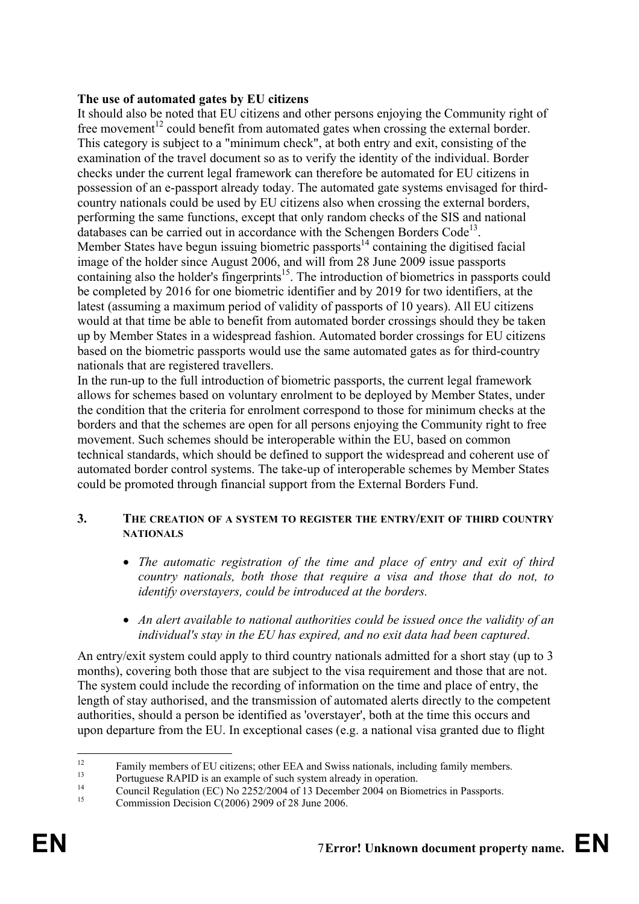**The use of automated gates by EU citizens**

It should also be noted that EU citizens and other persons enjoying the Community right of free movement[12] could benefit from automated gates when crossing the external border. This category is subject to a "minimum check", at both entry and exit, consisting of the examination of the travel document so as to verify the identity of the individual. Border checks under the current legal framework can therefore be automated for EU citizens in possession of an e-passport already today. The automated gate systems envisaged for third-country nationals could be used by EU citizens also when crossing the external borders, performing the same functions, except that only random checks of the SIS and national databases can be carried out in accordance with the Schengen Borders Code[13].

Member States have begun issuing biometric passports[14] containing the digitised facial image of the holder since August 2006, and will from 28 June 2009 issue passports containing also the holder's fingerprints[15]. The introduction of biometrics in passports could be completed by 2016 for one biometric identifier and by 2019 for two identifiers, at the latest (assuming a maximum period of validity of passports of 10 years). All EU citizens would at that time be able to benefit from automated border crossings should they be taken up by Member States in a widespread fashion. Automated border crossings for EU citizens based on the biometric passports would use the same automated gates as for third-country nationals that are registered travellers.

In the run-up to the full introduction of biometric passports, the current legal framework allows for schemes based on voluntary enrolment to be deployed by Member States, under the condition that the criteria for enrolment correspond to those for minimum checks at the borders and that the schemes are open for all persons enjoying the Community right to free movement. Such schemes should be interoperable within the EU, based on common technical standards, which should be defined to support the widespread and coherent use of automated border control systems. The take-up of interoperable schemes by Member States could be promoted through financial support from the External Borders Fund.

## 3. THE CREATION OF A SYSTEM TO REGISTER THE ENTRY/EXIT OF THIRD COUNTRY NATIONALS

- *The automatic registration of the time and place of entry and exit of third country nationals, both those that require a visa and those that do not, to identify overstayers, could be introduced at the borders.*
- *An alert available to national authorities could be issued once the validity of an individual's stay in the EU has expired, and no exit data had been captured*.

An entry/exit system could apply to third country nationals admitted for a short stay (up to 3 months), covering both those that are subject to the visa requirement and those that are not. The system could include the recording of information on the time and place of entry, the length of stay authorised, and the transmission of automated alerts directly to the competent authorities, should a person be identified as 'overstayer', both at the time this occurs and upon departure from the EU. In exceptional cases (e.g. a national visa granted due to flight

---

[12] Family members of EU citizens; other EEA and Swiss nationals, including family members.

[13] Portuguese RAPID is an example of such system already in operation.

[14] Council Regulation (EC) No 2252/2004 of 13 December 2004 on Biometrics in Passports.

[15] Commission Decision C(2006) 2909 of 28 June 2006.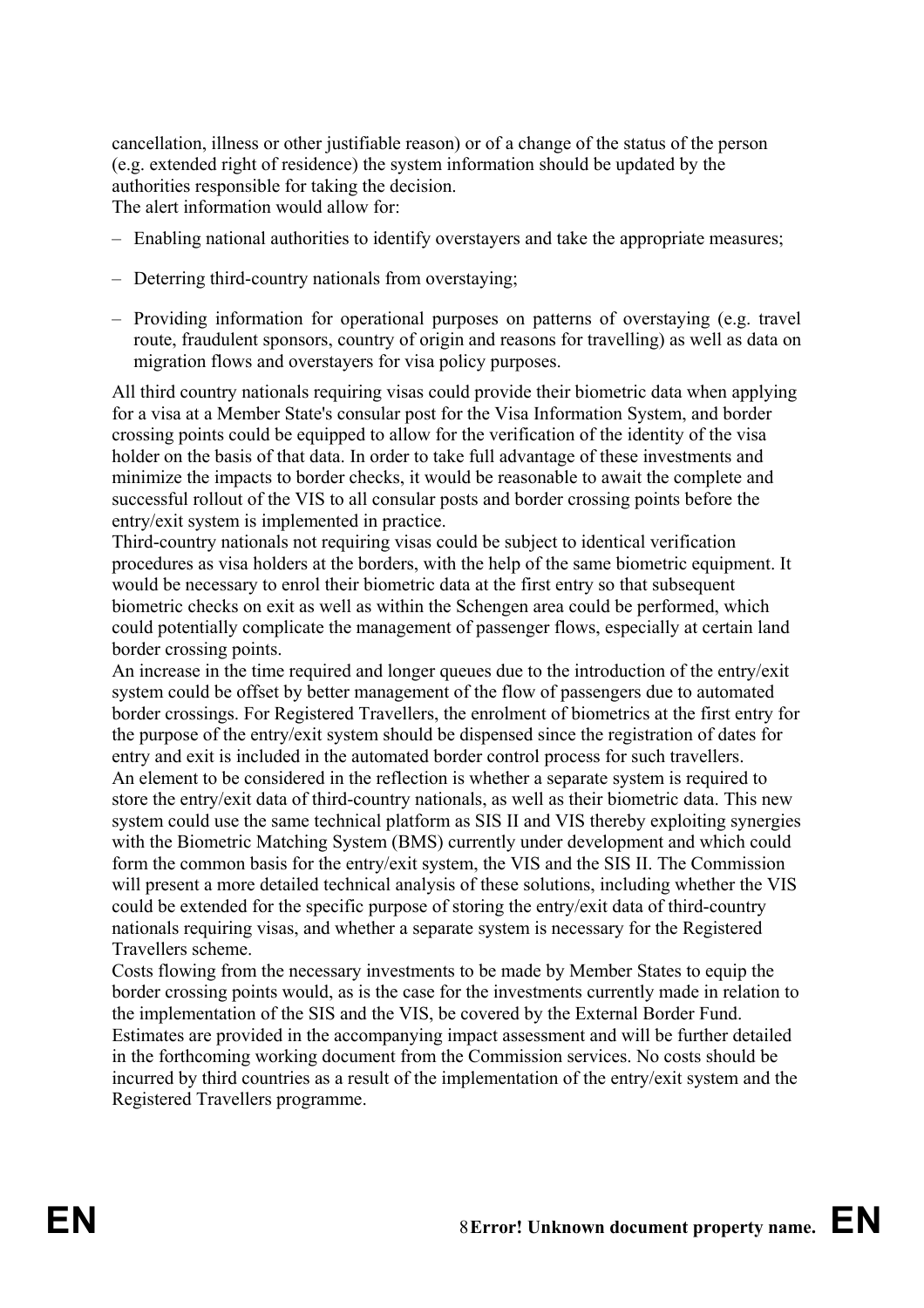cancellation, illness or other justifiable reason) or of a change of the status of the person (e.g. extended right of residence) the system information should be updated by the authorities responsible for taking the decision.

The alert information would allow for:

– Enabling national authorities to identify overstayers and take the appropriate measures;

– Deterring third-country nationals from overstaying;

– Providing information for operational purposes on patterns of overstaying (e.g. travel route, fraudulent sponsors, country of origin and reasons for travelling) as well as data on migration flows and overstayers for visa policy purposes.

All third country nationals requiring visas could provide their biometric data when applying for a visa at a Member State's consular post for the Visa Information System, and border crossing points could be equipped to allow for the verification of the identity of the visa holder on the basis of that data. In order to take full advantage of these investments and minimize the impacts to border checks, it would be reasonable to await the complete and successful rollout of the VIS to all consular posts and border crossing points before the entry/exit system is implemented in practice.

Third-country nationals not requiring visas could be subject to identical verification procedures as visa holders at the borders, with the help of the same biometric equipment. It would be necessary to enrol their biometric data at the first entry so that subsequent biometric checks on exit as well as within the Schengen area could be performed, which could potentially complicate the management of passenger flows, especially at certain land border crossing points.

An increase in the time required and longer queues due to the introduction of the entry/exit system could be offset by better management of the flow of passengers due to automated border crossings. For Registered Travellers, the enrolment of biometrics at the first entry for the purpose of the entry/exit system should be dispensed since the registration of dates for entry and exit is included in the automated border control process for such travellers.

An element to be considered in the reflection is whether a separate system is required to store the entry/exit data of third-country nationals, as well as their biometric data. This new system could use the same technical platform as SIS II and VIS thereby exploiting synergies with the Biometric Matching System (BMS) currently under development and which could form the common basis for the entry/exit system, the VIS and the SIS II. The Commission will present a more detailed technical analysis of these solutions, including whether the VIS could be extended for the specific purpose of storing the entry/exit data of third-country nationals requiring visas, and whether a separate system is necessary for the Registered Travellers scheme.

Costs flowing from the necessary investments to be made by Member States to equip the border crossing points would, as is the case for the investments currently made in relation to the implementation of the SIS and the VIS, be covered by the External Border Fund. Estimates are provided in the accompanying impact assessment and will be further detailed in the forthcoming working document from the Commission services. No costs should be incurred by third countries as a result of the implementation of the entry/exit system and the Registered Travellers programme.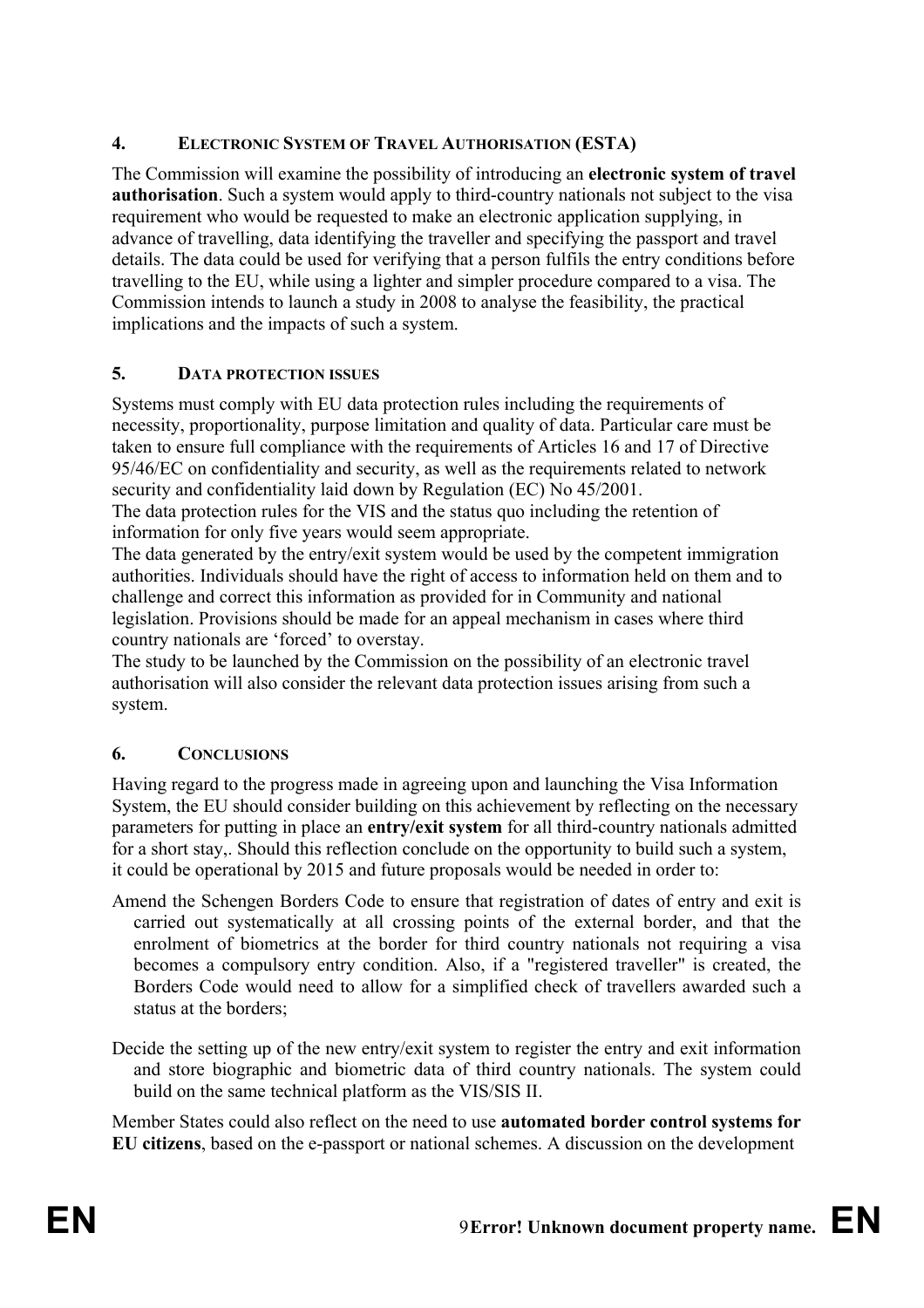## 4. ELECTRONIC SYSTEM OF TRAVEL AUTHORISATION (ESTA)

The Commission will examine the possibility of introducing an **electronic system of travel authorisation**. Such a system would apply to third-country nationals not subject to the visa requirement who would be requested to make an electronic application supplying, in advance of travelling, data identifying the traveller and specifying the passport and travel details. The data could be used for verifying that a person fulfils the entry conditions before travelling to the EU, while using a lighter and simpler procedure compared to a visa. The Commission intends to launch a study in 2008 to analyse the feasibility, the practical implications and the impacts of such a system.

## 5. DATA PROTECTION ISSUES

Systems must comply with EU data protection rules including the requirements of necessity, proportionality, purpose limitation and quality of data. Particular care must be taken to ensure full compliance with the requirements of Articles 16 and 17 of Directive 95/46/EC on confidentiality and security, as well as the requirements related to network security and confidentiality laid down by Regulation (EC) No 45/2001.

The data protection rules for the VIS and the status quo including the retention of information for only five years would seem appropriate.

The data generated by the entry/exit system would be used by the competent immigration authorities. Individuals should have the right of access to information held on them and to challenge and correct this information as provided for in Community and national legislation. Provisions should be made for an appeal mechanism in cases where third country nationals are 'forced' to overstay.

The study to be launched by the Commission on the possibility of an electronic travel authorisation will also consider the relevant data protection issues arising from such a system.

## 6. CONCLUSIONS

Having regard to the progress made in agreeing upon and launching the Visa Information System, the EU should consider building on this achievement by reflecting on the necessary parameters for putting in place an **entry/exit system** for all third-country nationals admitted for a short stay,. Should this reflection conclude on the opportunity to build such a system, it could be operational by 2015 and future proposals would be needed in order to:

Amend the Schengen Borders Code to ensure that registration of dates of entry and exit is carried out systematically at all crossing points of the external border, and that the enrolment of biometrics at the border for third country nationals not requiring a visa becomes a compulsory entry condition. Also, if a "registered traveller" is created, the Borders Code would need to allow for a simplified check of travellers awarded such a status at the borders;

Decide the setting up of the new entry/exit system to register the entry and exit information and store biographic and biometric data of third country nationals. The system could build on the same technical platform as the VIS/SIS II.

Member States could also reflect on the need to use **automated border control systems for EU citizens**, based on the e-passport or national schemes. A discussion on the development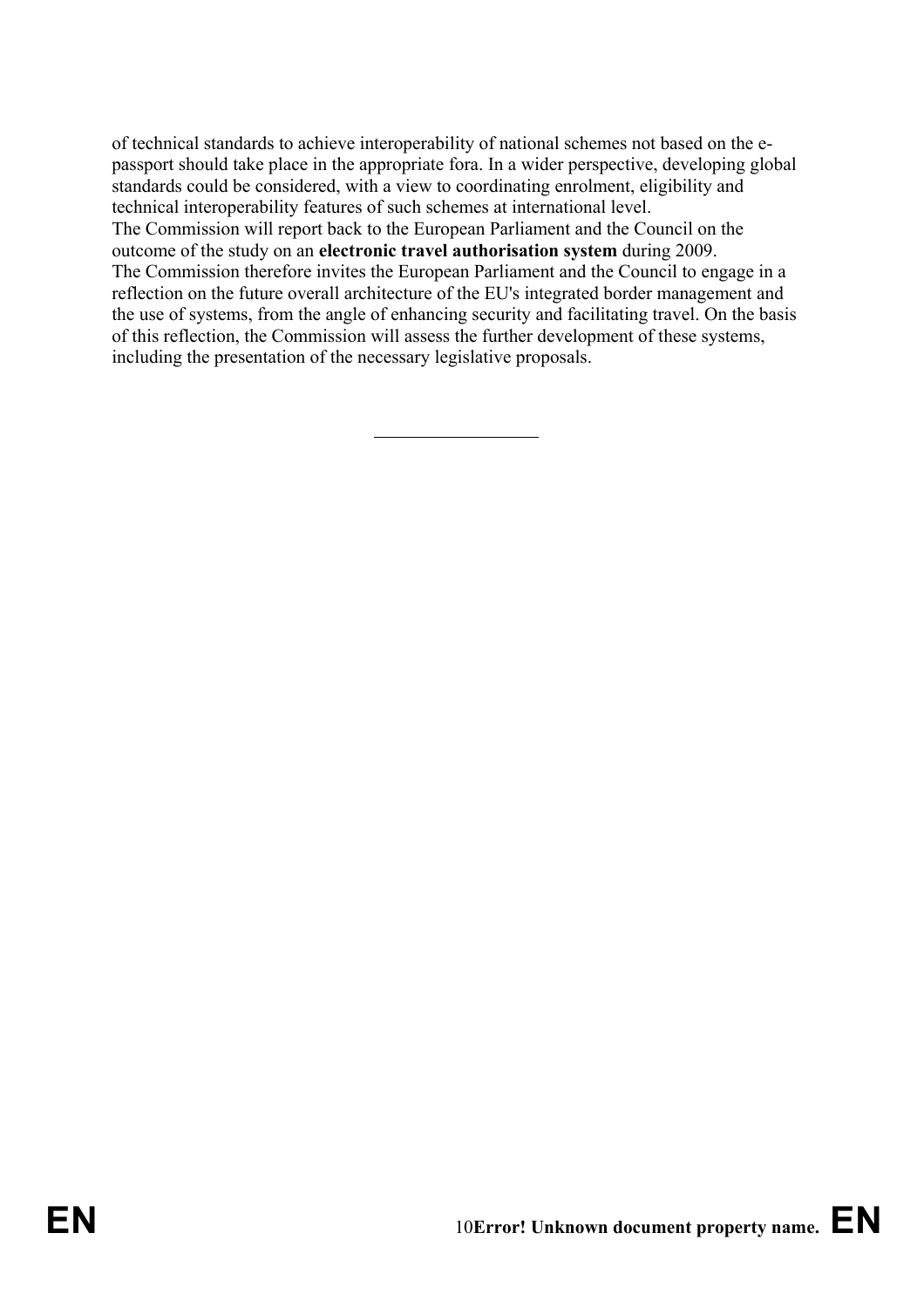of technical standards to achieve interoperability of national schemes not based on the e-passport should take place in the appropriate fora. In a wider perspective, developing global standards could be considered, with a view to coordinating enrolment, eligibility and technical interoperability features of such schemes at international level.

The Commission will report back to the European Parliament and the Council on the outcome of the study on an **electronic travel authorisation system** during 2009.

The Commission therefore invites the European Parliament and the Council to engage in a reflection on the future overall architecture of the EU's integrated border management and the use of systems, from the angle of enhancing security and facilitating travel. On the basis of this reflection, the Commission will assess the further development of these systems, including the presentation of the necessary legislative proposals.

---